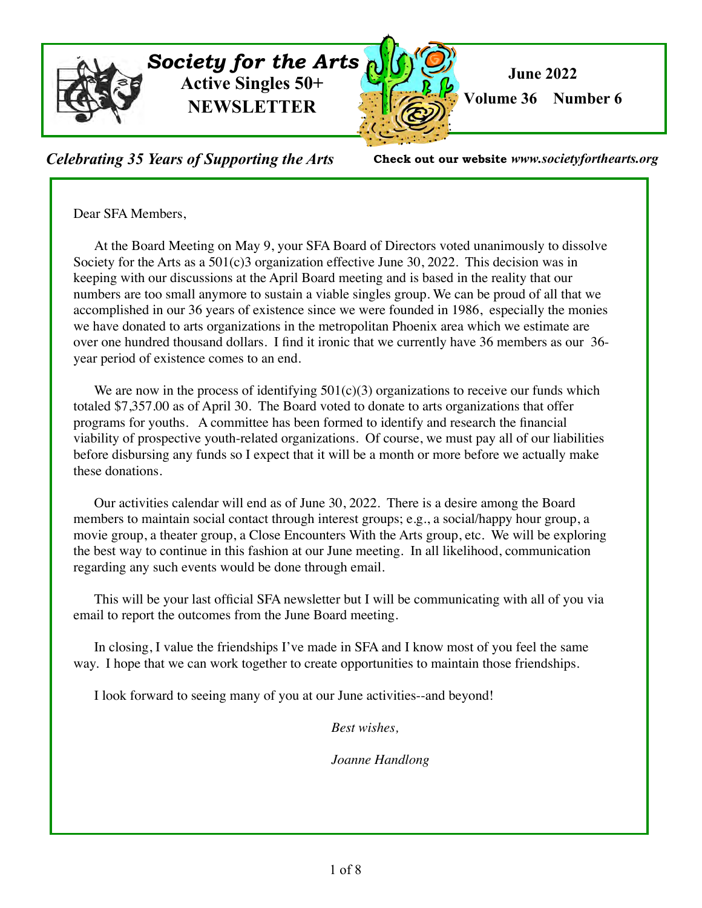# *Society for the Arts*
## Active Singles 50+ NEWSLETTER

**June 2022**
**Volume 36 Number 6**

***Celebrating 35 Years of Supporting the Arts***

**Check out our website** ***www.societyforthearts.org***

Dear SFA Members,

At the Board Meeting on May 9, your SFA Board of Directors voted unanimously to dissolve Society for the Arts as a 501(c)3 organization effective June 30, 2022. This decision was in keeping with our discussions at the April Board meeting and is based in the reality that our numbers are too small anymore to sustain a viable singles group. We can be proud of all that we accomplished in our 36 years of existence since we were founded in 1986, especially the monies we have donated to arts organizations in the metropolitan Phoenix area which we estimate are over one hundred thousand dollars. I find it ironic that we currently have 36 members as our 36-year period of existence comes to an end.

We are now in the process of identifying 501(c)(3) organizations to receive our funds which totaled $7,357.00 as of April 30. The Board voted to donate to arts organizations that offer programs for youths. A committee has been formed to identify and research the financial viability of prospective youth-related organizations. Of course, we must pay all of our liabilities before disbursing any funds so I expect that it will be a month or more before we actually make these donations.

Our activities calendar will end as of June 30, 2022. There is a desire among the Board members to maintain social contact through interest groups; e.g., a social/happy hour group, a movie group, a theater group, a Close Encounters With the Arts group, etc. We will be exploring the best way to continue in this fashion at our June meeting. In all likelihood, communication regarding any such events would be done through email.

This will be your last official SFA newsletter but I will be communicating with all of you via email to report the outcomes from the June Board meeting.

In closing, I value the friendships I've made in SFA and I know most of you feel the same way. I hope that we can work together to create opportunities to maintain those friendships.

I look forward to seeing many of you at our June activities--and beyond!

*Best wishes,*

*Joanne Handlong*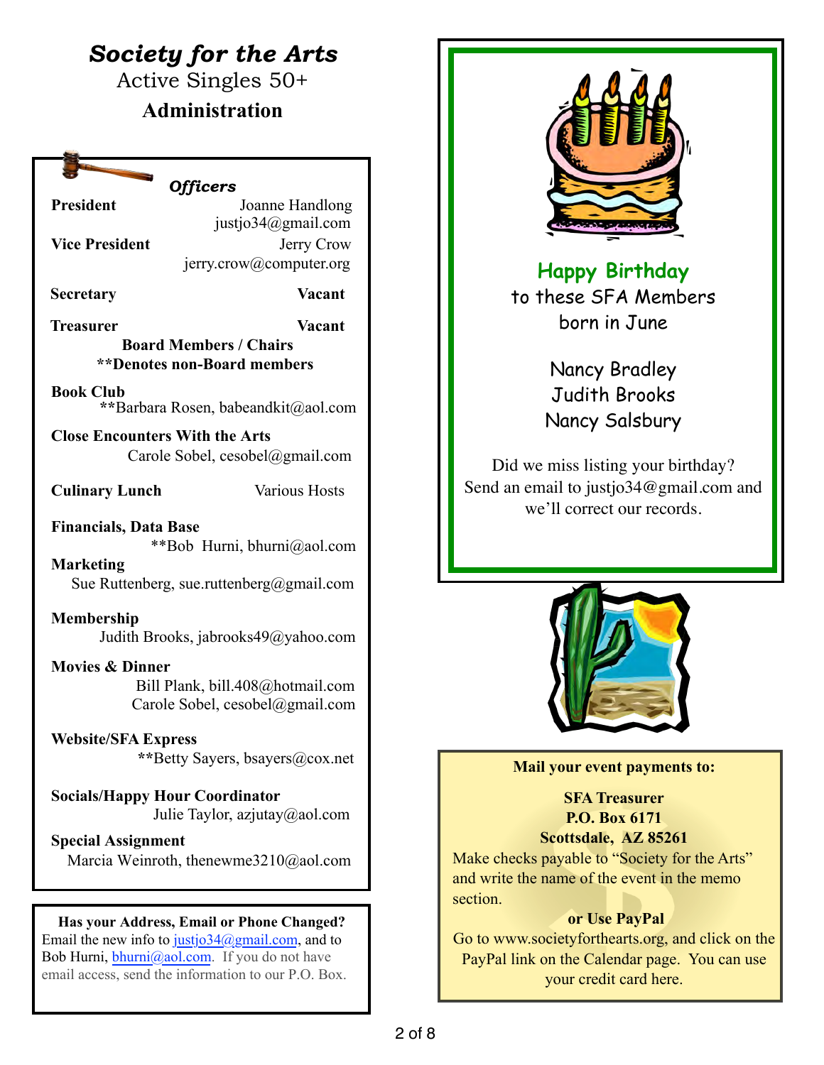# *Society for the Arts*

## Active Singles 50+

## Administration

### *Officers*

**President** Joanne Handlong justjo34@gmail.com

**Vice President** Jerry Crow jerry.crow@computer.org

**Secretary** Vacant

**Treasurer** Vacant

**Board Members / Chairs**

**\*\*Denotes non-Board members**

**Book Club**
**Barbara Rosen, babeandkit@aol.com

**Close Encounters With the Arts**
Carole Sobel, cesobel@gmail.com

**Culinary Lunch** Various Hosts

**Financials, Data Base**
**Bob Hurni, bhurni@aol.com

**Marketing**
Sue Ruttenberg, sue.ruttenberg@gmail.com

**Membership**
Judith Brooks, jabrooks49@yahoo.com

**Movies & Dinner**
Bill Plank, bill.408@hotmail.com
Carole Sobel, cesobel@gmail.com

**Website/SFA Express**
**Betty Sayers, bsayers@cox.net

**Socials/Happy Hour Coordinator**
Julie Taylor, azjutay@aol.com

**Special Assignment**
Marcia Weinroth, thenewme3210@aol.com

**Has your Address, Email or Phone Changed?**
Email the new info to justjo34@gmail.com, and to Bob Hurni, bhurni@aol.com. If you do not have email access, send the information to our P.O. Box.

## Happy Birthday

to these SFA Members born in June

Nancy Bradley
Judith Brooks
Nancy Salsbury

Did we miss listing your birthday? Send an email to justjo34@gmail.com and we'll correct our records.

**Mail your event payments to:**

**SFA Treasurer**
**P.O. Box 6171**
**Scottsdale, AZ 85261**

Make checks payable to "Society for the Arts" and write the name of the event in the memo section.

**or Use PayPal**

Go to www.societyforthearts.org, and click on the PayPal link on the Calendar page. You can use your credit card here.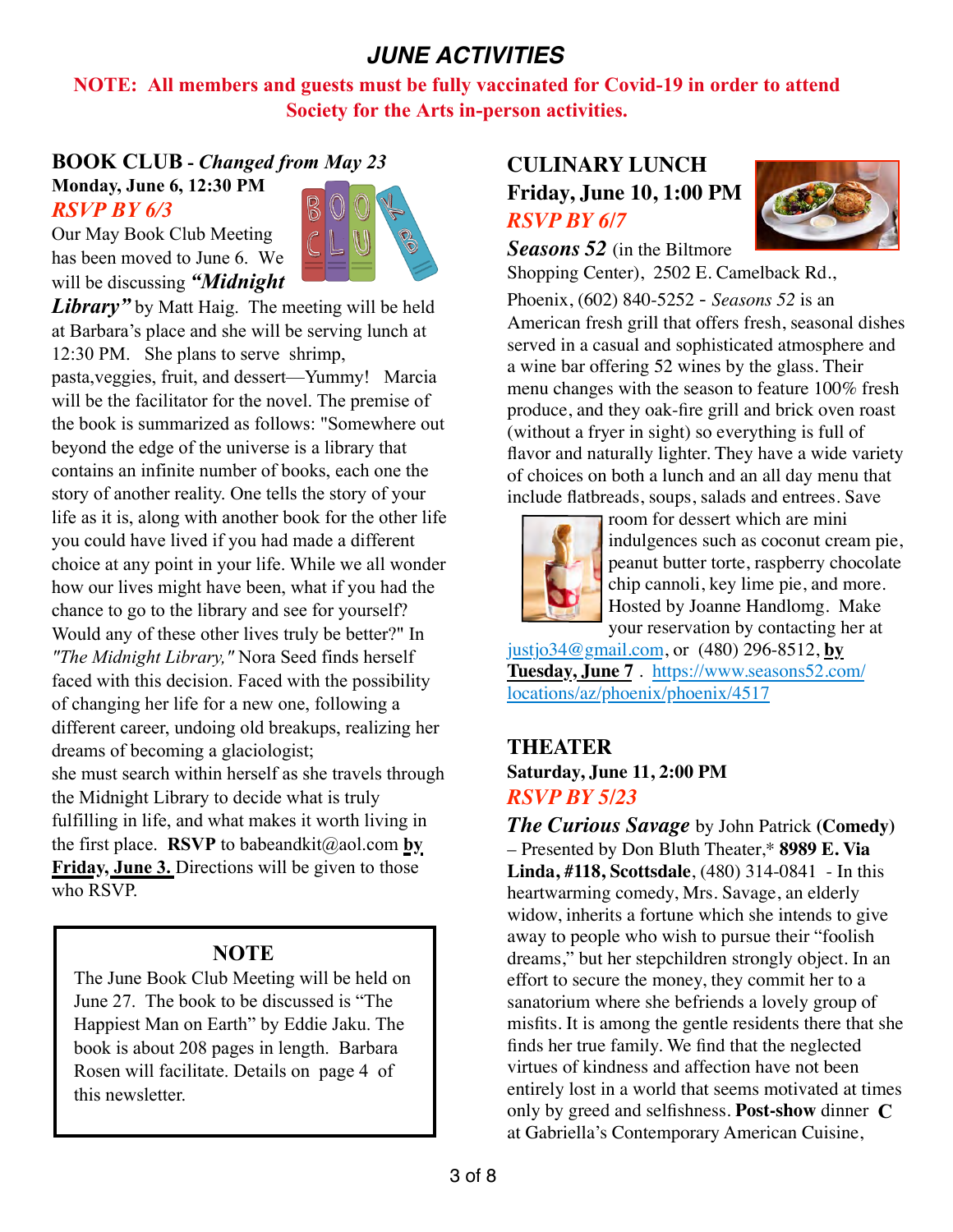# JUNE ACTIVITIES

**NOTE: All members and guests must be fully vaccinated for Covid-19 in order to attend Society for the Arts in-person activities.**

## BOOK CLUB - *Changed from May 23*

**Monday, June 6, 12:30 PM**

***RSVP BY 6/3***

Our May Book Club Meeting has been moved to June 6. We will be discussing ***"Midnight Library"*** by Matt Haig. The meeting will be held at Barbara's place and she will be serving lunch at 12:30 PM. She plans to serve shrimp, pasta,veggies, fruit, and dessert—Yummy! Marcia will be the facilitator for the novel. The premise of the book is summarized as follows: "Somewhere out beyond the edge of the universe is a library that contains an infinite number of books, each one the story of another reality. One tells the story of your life as it is, along with another book for the other life you could have lived if you had made a different choice at any point in your life. While we all wonder how our lives might have been, what if you had the chance to go to the library and see for yourself? Would any of these other lives truly be better?" In *"The Midnight Library,"* Nora Seed finds herself faced with this decision. Faced with the possibility of changing her life for a new one, following a different career, undoing old breakups, realizing her dreams of becoming a glaciologist; she must search within herself as she travels through the Midnight Library to decide what is truly fulfilling in life, and what makes it worth living in the first place. **RSVP** to babeandkit@aol.com **by Friday, June 3.** Directions will be given to those who RSVP.

> **NOTE**
>
> The June Book Club Meeting will be held on June 27. The book to be discussed is "The Happiest Man on Earth" by Eddie Jaku. The book is about 208 pages in length. Barbara Rosen will facilitate. Details on page 4 of this newsletter.

## CULINARY LUNCH

**Friday, June 10, 1:00 PM**

***RSVP BY 6/7***

***Seasons 52*** (in the Biltmore Shopping Center), 2502 E. Camelback Rd., Phoenix, (602) 840-5252 - *Seasons 52* is an American fresh grill that offers fresh, seasonal dishes served in a casual and sophisticated atmosphere and a wine bar offering 52 wines by the glass. Their menu changes with the season to feature 100% fresh produce, and they oak-fire grill and brick oven roast (without a fryer in sight) so everything is full of flavor and naturally lighter. They have a wide variety of choices on both a lunch and an all day menu that include flatbreads, soups, salads and entrees. Save room for dessert which are mini indulgences such as coconut cream pie, peanut butter torte, raspberry chocolate chip cannoli, key lime pie, and more. Hosted by Joanne Handlomg. Make your reservation by contacting her at justjo34@gmail.com, or (480) 296-8512, **by Tuesday, June 7**. https://www.seasons52.com/locations/az/phoenix/phoenix/4517

## THEATER

**Saturday, June 11, 2:00 PM**

***RSVP BY 5/23***

***The Curious Savage*** by John Patrick **(Comedy)** – Presented by Don Bluth Theater,* **8989 E. Via Linda, #118, Scottsdale**, (480) 314-0841 - In this heartwarming comedy, Mrs. Savage, an elderly widow, inherits a fortune which she intends to give away to people who wish to pursue their "foolish dreams," but her stepchildren strongly object. In an effort to secure the money, they commit her to a sanatorium where she befriends a lovely group of misfits. It is among the gentle residents there that she finds her true family. We find that the neglected virtues of kindness and affection have not been entirely lost in a world that seems motivated at times only by greed and selfishness. **Post-show** dinner **C** at Gabriella's Contemporary American Cuisine,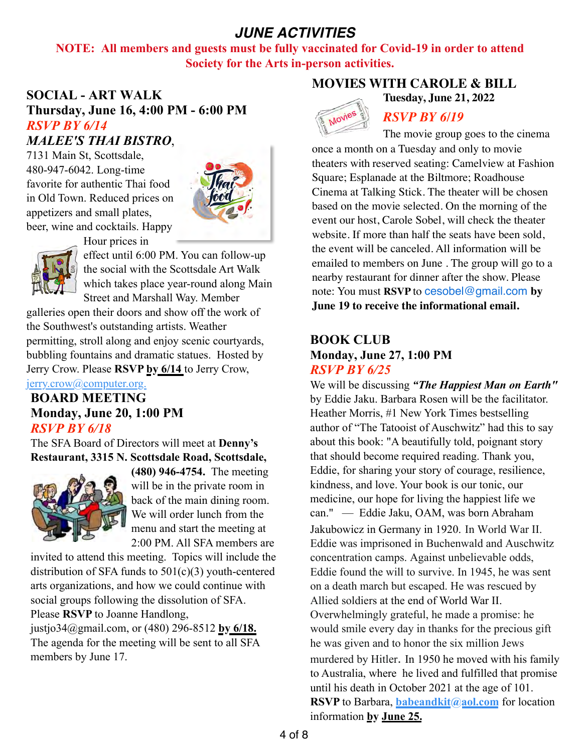# *JUNE ACTIVITIES*

**NOTE: All members and guests must be fully vaccinated for Covid-19 in order to attend Society for the Arts in-person activities.**

## SOCIAL - ART WALK

**Thursday, June 16, 4:00 PM - 6:00 PM**

***RSVP BY 6/14***

***MALEE'S THAI BISTRO***, 7131 Main St, Scottsdale, 480-947-6042. Long-time favorite for authentic Thai food in Old Town. Reduced prices on appetizers and small plates, beer, wine and cocktails. Happy Hour prices in effect until 6:00 PM. You can follow-up the social with the Scottsdale Art Walk which takes place year-round along Main Street and Marshall Way. Member galleries open their doors and show off the work of the Southwest's outstanding artists. Weather permitting, stroll along and enjoy scenic courtyards, bubbling fountains and dramatic statues. Hosted by Jerry Crow. Please **RSVP by 6/14** to Jerry Crow, jerry.crow@computer.org.

## BOARD MEETING

**Monday, June 20, 1:00 PM**

***RSVP BY 6/18***

The SFA Board of Directors will meet at **Denny's Restaurant, 3315 N. Scottsdale Road, Scottsdale, (480) 946-4754.** The meeting will be in the private room in back of the main dining room. We will order lunch from the menu and start the meeting at 2:00 PM. All SFA members are invited to attend this meeting. Topics will include the distribution of SFA funds to 501(c)(3) youth-centered arts organizations, and how we could continue with social groups following the dissolution of SFA. Please **RSVP** to Joanne Handlong, justjo34@gmail.com, or (480) 296-8512 **by 6/18.** The agenda for the meeting will be sent to all SFA members by June 17.

## MOVIES WITH CAROLE & BILL

**Tuesday, June 21, 2022**

***RSVP BY 6/19***

The movie group goes to the cinema once a month on a Tuesday and only to movie theaters with reserved seating: Camelview at Fashion Square; Esplanade at the Biltmore; Roadhouse Cinema at Talking Stick. The theater will be chosen based on the movie selected. On the morning of the event our host, Carole Sobel, will check the theater website. If more than half the seats have been sold, the event will be canceled. All information will be emailed to members on June . The group will go to a nearby restaurant for dinner after the show. Please note: You must **RSVP** to cesobel@gmail.com **by June 19 to receive the informational email.**

## BOOK CLUB

**Monday, June 27, 1:00 PM**

***RSVP BY 6/25***

We will be discussing ***"The Happiest Man on Earth"*** by Eddie Jaku. Barbara Rosen will be the facilitator. Heather Morris, #1 New York Times bestselling author of "The Tatooist of Auschwitz" had this to say about this book: "A beautifully told, poignant story that should become required reading. Thank you, Eddie, for sharing your story of courage, resilience, kindness, and love. Your book is our tonic, our medicine, our hope for living the happiest life we can." — Eddie Jaku, OAM, was born Abraham Jakubowicz in Germany in 1920. In World War II. Eddie was imprisoned in Buchenwald and Auschwitz concentration camps. Against unbelievable odds, Eddie found the will to survive. In 1945, he was sent on a death march but escaped. He was rescued by Allied soldiers at the end of World War II. Overwhelmingly grateful, he made a promise: he would smile every day in thanks for the precious gift he was given and to honor the six million Jews murdered by Hitler. In 1950 he moved with his family to Australia, where he lived and fulfilled that promise until his death in October 2021 at the age of 101. **RSVP** to Barbara, **babeandkit@aol.com** for location information **by June 25.**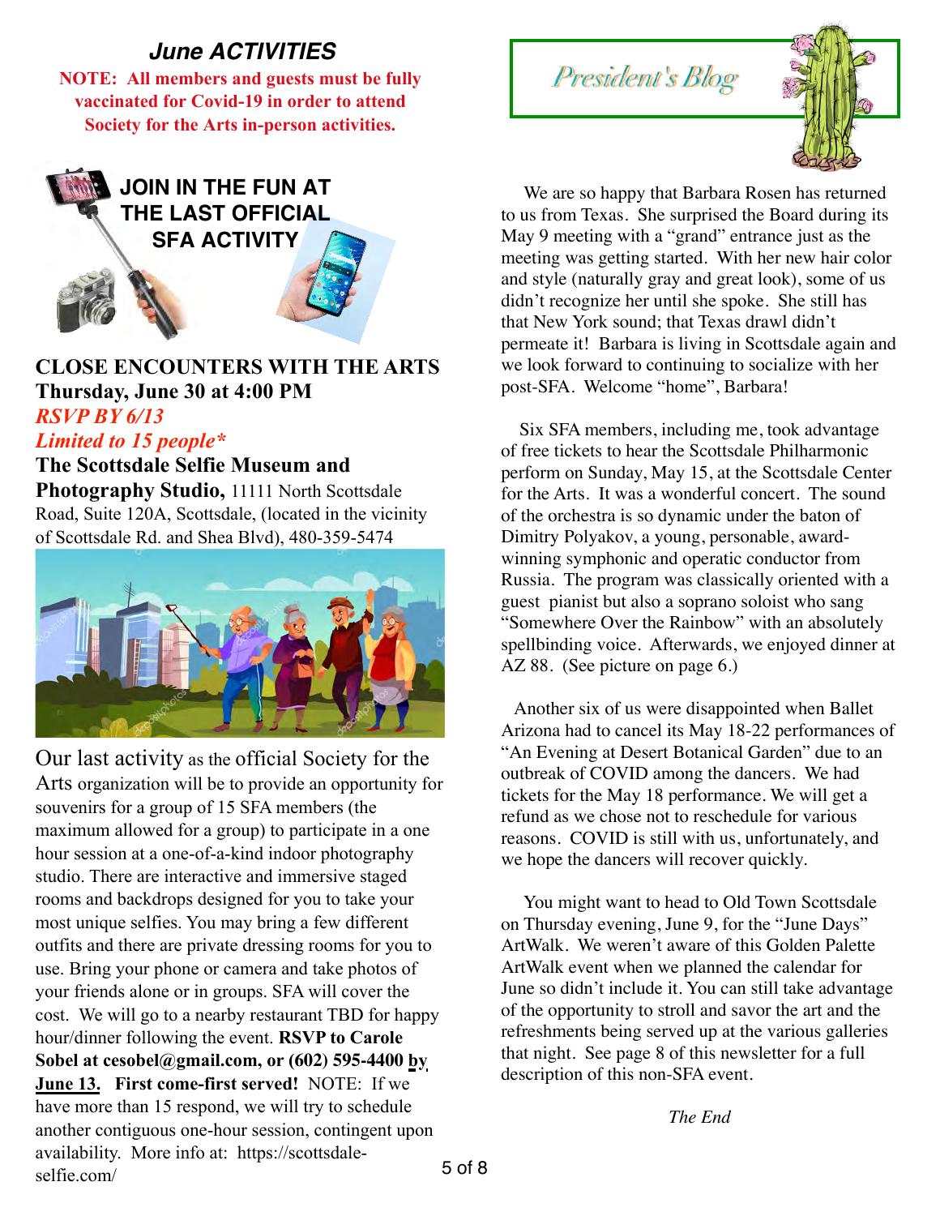## *June ACTIVITIES*

**NOTE: All members and guests must be fully vaccinated for Covid-19 in order to attend Society for the Arts in-person activities.**

**JOIN IN THE FUN AT THE LAST OFFICIAL SFA ACTIVITY**

**CLOSE ENCOUNTERS WITH THE ARTS**
**Thursday, June 30 at 4:00 PM**
***RSVP BY 6/13***
***Limited to 15 people****

**The Scottsdale Selfie Museum and Photography Studio,** 11111 North Scottsdale Road, Suite 120A, Scottsdale, (located in the vicinity of Scottsdale Rd. and Shea Blvd), 480-359-5474

Our last activity as the official Society for the Arts organization will be to provide an opportunity for souvenirs for a group of 15 SFA members (the maximum allowed for a group) to participate in a one hour session at a one-of-a-kind indoor photography studio. There are interactive and immersive staged rooms and backdrops designed for you to take your most unique selfies. You may bring a few different outfits and there are private dressing rooms for you to use. Bring your phone or camera and take photos of your friends alone or in groups. SFA will cover the cost. We will go to a nearby restaurant TBD for happy hour/dinner following the event. **RSVP to Carole Sobel at cesobel@gmail.com, or (602) 595-4400 by June 13. First come-first served!** NOTE: If we have more than 15 respond, we will try to schedule another contiguous one-hour session, contingent upon availability. More info at: https://scottsdale-selfie.com/

## *President's Blog*

We are so happy that Barbara Rosen has returned to us from Texas. She surprised the Board during its May 9 meeting with a "grand" entrance just as the meeting was getting started. With her new hair color and style (naturally gray and great look), some of us didn't recognize her until she spoke. She still has that New York sound; that Texas drawl didn't permeate it! Barbara is living in Scottsdale again and we look forward to continuing to socialize with her post-SFA. Welcome "home", Barbara!

Six SFA members, including me, took advantage of free tickets to hear the Scottsdale Philharmonic perform on Sunday, May 15, at the Scottsdale Center for the Arts. It was a wonderful concert. The sound of the orchestra is so dynamic under the baton of Dimitry Polyakov, a young, personable, award-winning symphonic and operatic conductor from Russia. The program was classically oriented with a guest pianist but also a soprano soloist who sang "Somewhere Over the Rainbow" with an absolutely spellbinding voice. Afterwards, we enjoyed dinner at AZ 88. (See picture on page 6.)

Another six of us were disappointed when Ballet Arizona had to cancel its May 18-22 performances of "An Evening at Desert Botanical Garden" due to an outbreak of COVID among the dancers. We had tickets for the May 18 performance. We will get a refund as we chose not to reschedule for various reasons. COVID is still with us, unfortunately, and we hope the dancers will recover quickly.

You might want to head to Old Town Scottsdale on Thursday evening, June 9, for the "June Days" ArtWalk. We weren't aware of this Golden Palette ArtWalk event when we planned the calendar for June so didn't include it. You can still take advantage of the opportunity to stroll and savor the art and the refreshments being served up at the various galleries that night. See page 8 of this newsletter for a full description of this non-SFA event.

*The End*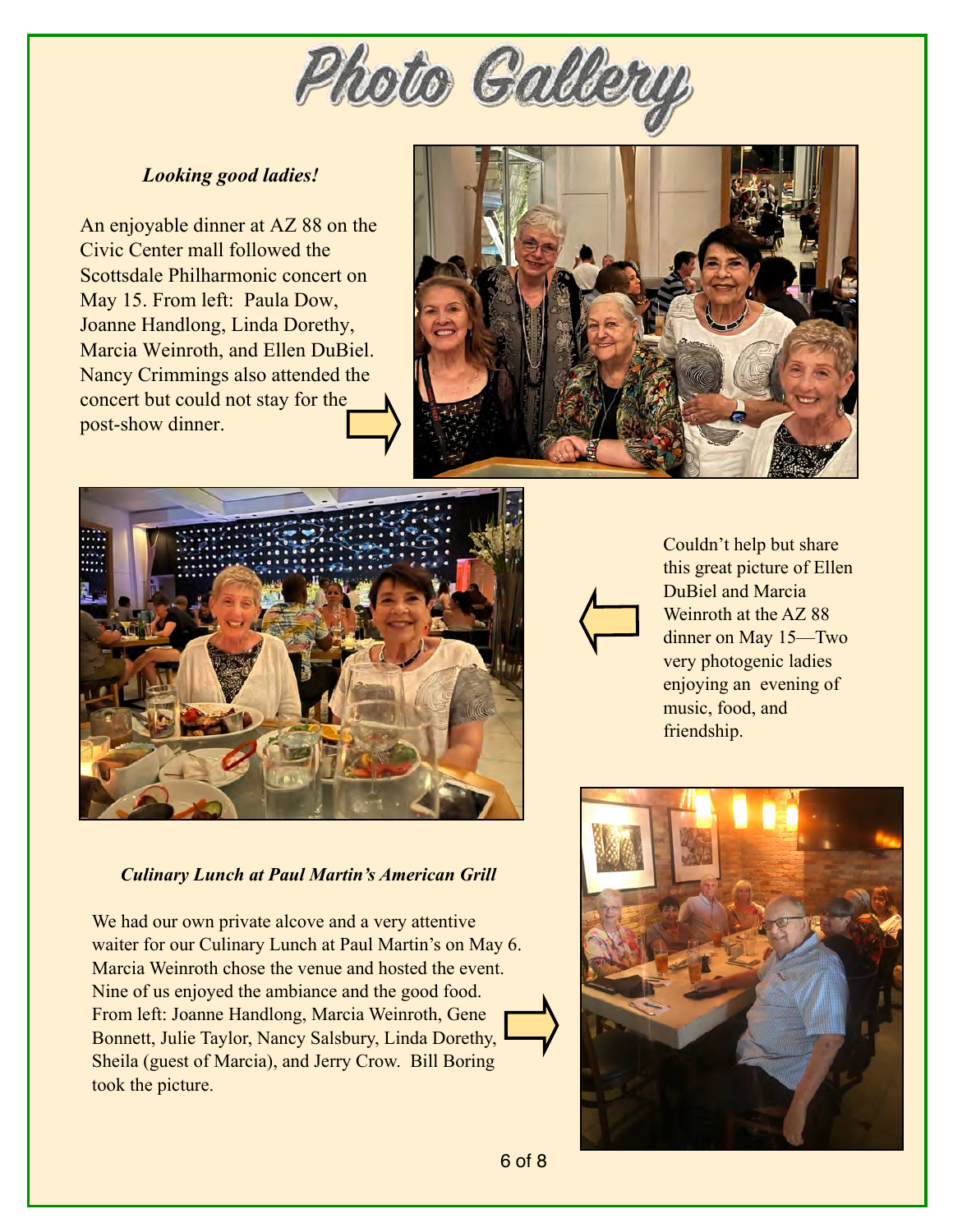# Photo Gallery

***Looking good ladies!***

An enjoyable dinner at AZ 88 on the Civic Center mall followed the Scottsdale Philharmonic concert on May 15. From left: Paula Dow, Joanne Handlong, Linda Dorethy, Marcia Weinroth, and Ellen DuBiel. Nancy Crimmings also attended the concert but could not stay for the post-show dinner.

Couldn't help but share this great picture of Ellen DuBiel and Marcia Weinroth at the AZ 88 dinner on May 15—Two very photogenic ladies enjoying an evening of music, food, and friendship.

***Culinary Lunch at Paul Martin's American Grill***

We had our own private alcove and a very attentive waiter for our Culinary Lunch at Paul Martin's on May 6. Marcia Weinroth chose the venue and hosted the event. Nine of us enjoyed the ambiance and the good food. From left: Joanne Handlong, Marcia Weinroth, Gene Bonnett, Julie Taylor, Nancy Salsbury, Linda Dorethy, Sheila (guest of Marcia), and Jerry Crow. Bill Boring took the picture.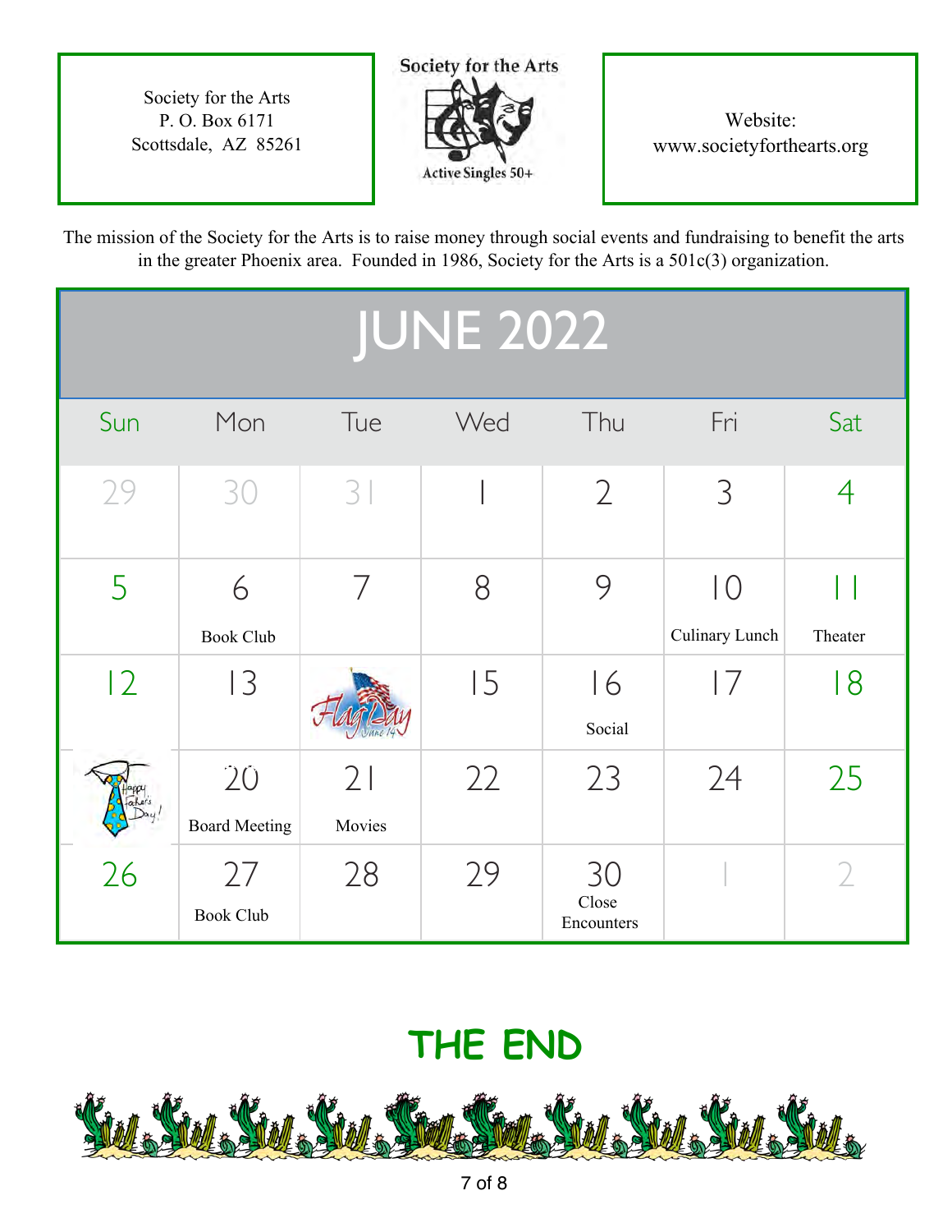Society for the Arts
P. O. Box 6171
Scottsdale, AZ 85261

Society for the Arts
Active Singles 50+

Website:
www.societyforthearts.org

The mission of the Society for the Arts is to raise money through social events and fundraising to benefit the arts in the greater Phoenix area. Founded in 1986, Society for the Arts is a 501c(3) organization.

# JUNE 2022

| Sun | Mon | Tue | Wed | Thu | Fri | Sat |
|---|---|---|---|---|---|---|
| 29 | 30 | 31 | 1 | 2 | 3 | 4 |
| 5 | 6<br>Book Club | 7 | 8 | 9 | 10<br>Culinary Lunch | 11<br>Theater |
| 12 | 13 | Flag Day June 14 | 15 | 16<br>Social | 17 | 18 |
| Happy Father's Day! | 20<br>Board Meeting | 21<br>Movies | 22 | 23 | 24 | 25 |
| 26 | 27<br>Book Club | 28 | 29 | 30<br>Close Encounters | 1 | 2 |

## THE END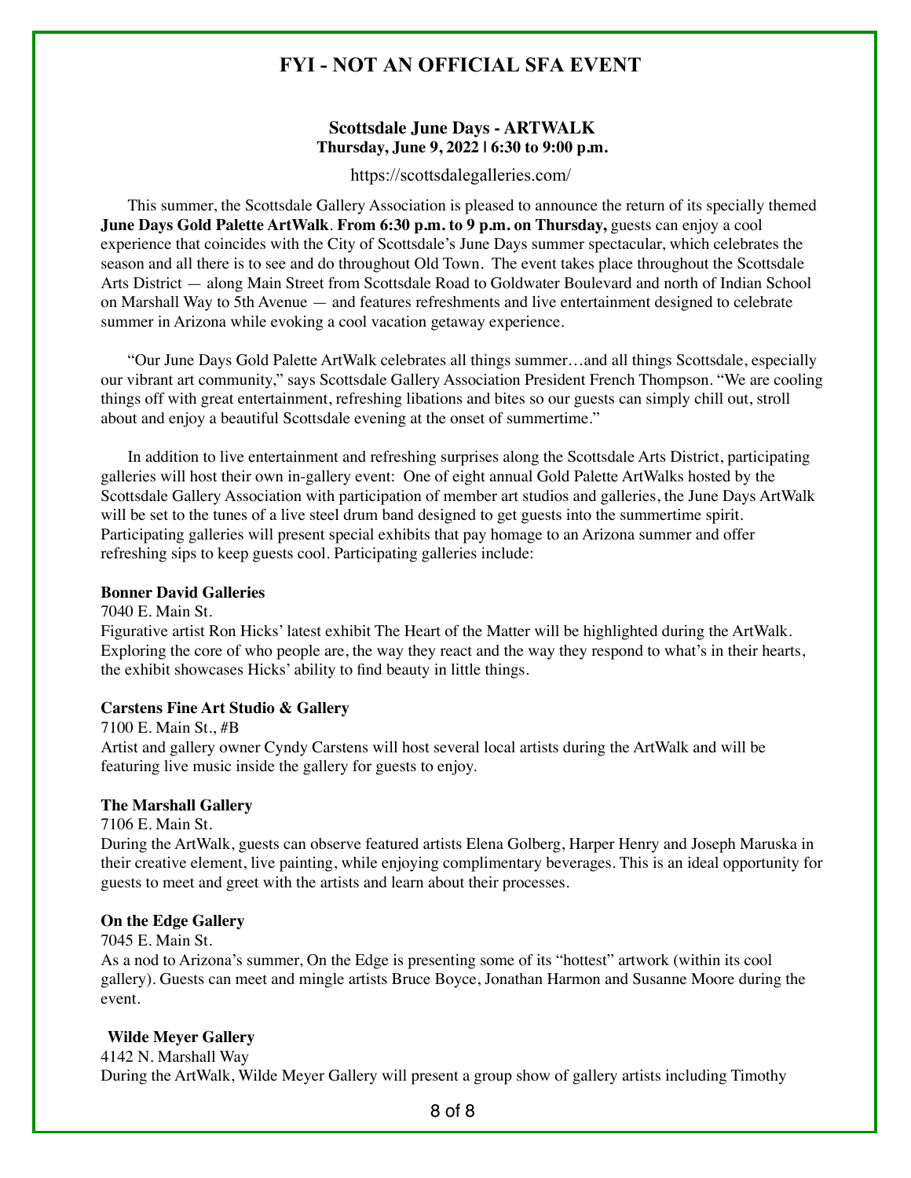# FYI - NOT AN OFFICIAL SFA EVENT

### Scottsdale June Days - ARTWALK
**Thursday, June 9, 2022 | 6:30 to 9:00 p.m.**

https://scottsdalegalleries.com/

This summer, the Scottsdale Gallery Association is pleased to announce the return of its specially themed **June Days Gold Palette ArtWalk**. **From 6:30 p.m. to 9 p.m. on Thursday,** guests can enjoy a cool experience that coincides with the City of Scottsdale's June Days summer spectacular, which celebrates the season and all there is to see and do throughout Old Town. The event takes place throughout the Scottsdale Arts District — along Main Street from Scottsdale Road to Goldwater Boulevard and north of Indian School on Marshall Way to 5th Avenue — and features refreshments and live entertainment designed to celebrate summer in Arizona while evoking a cool vacation getaway experience.

"Our June Days Gold Palette ArtWalk celebrates all things summer…and all things Scottsdale, especially our vibrant art community," says Scottsdale Gallery Association President French Thompson. "We are cooling things off with great entertainment, refreshing libations and bites so our guests can simply chill out, stroll about and enjoy a beautiful Scottsdale evening at the onset of summertime."

In addition to live entertainment and refreshing surprises along the Scottsdale Arts District, participating galleries will host their own in-gallery event: One of eight annual Gold Palette ArtWalks hosted by the Scottsdale Gallery Association with participation of member art studios and galleries, the June Days ArtWalk will be set to the tunes of a live steel drum band designed to get guests into the summertime spirit. Participating galleries will present special exhibits that pay homage to an Arizona summer and offer refreshing sips to keep guests cool. Participating galleries include:

**Bonner David Galleries**
7040 E. Main St.
Figurative artist Ron Hicks' latest exhibit The Heart of the Matter will be highlighted during the ArtWalk. Exploring the core of who people are, the way they react and the way they respond to what's in their hearts, the exhibit showcases Hicks' ability to find beauty in little things.

**Carstens Fine Art Studio & Gallery**
7100 E. Main St., #B
Artist and gallery owner Cyndy Carstens will host several local artists during the ArtWalk and will be featuring live music inside the gallery for guests to enjoy.

**The Marshall Gallery**
7106 E. Main St.
During the ArtWalk, guests can observe featured artists Elena Golberg, Harper Henry and Joseph Maruska in their creative element, live painting, while enjoying complimentary beverages. This is an ideal opportunity for guests to meet and greet with the artists and learn about their processes.

**On the Edge Gallery**
7045 E. Main St.
As a nod to Arizona's summer, On the Edge is presenting some of its "hottest" artwork (within its cool gallery). Guests can meet and mingle artists Bruce Boyce, Jonathan Harmon and Susanne Moore during the event.

**Wilde Meyer Gallery**
4142 N. Marshall Way
During the ArtWalk, Wilde Meyer Gallery will present a group show of gallery artists including Timothy